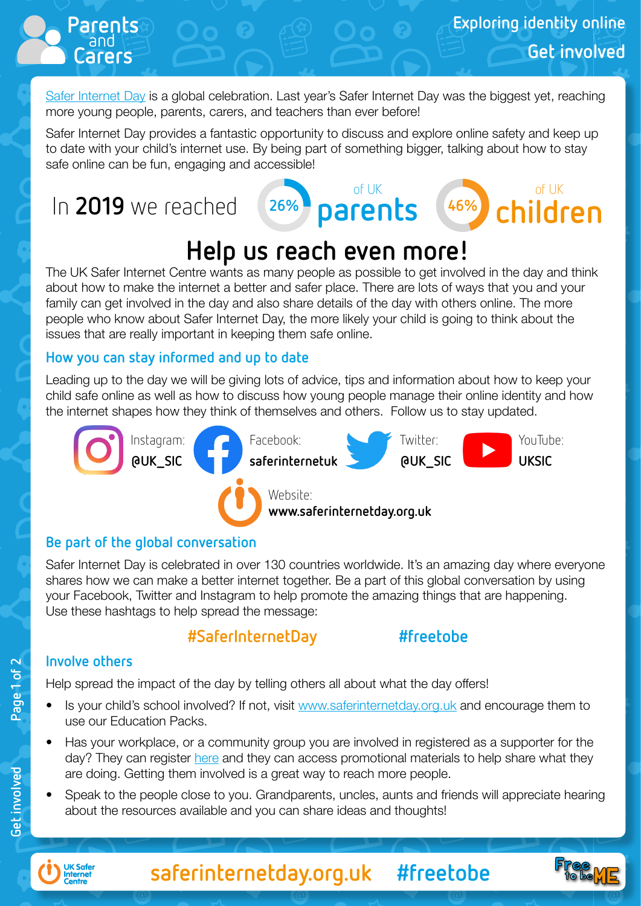# Parents and Carers

## Exploring identity online
## Get involved

Safer Internet Day is a global celebration. Last year's Safer Internet Day was the biggest yet, reaching more young people, parents, carers, and teachers than ever before!

Safer Internet Day provides a fantastic opportunity to discuss and explore online safety and keep up to date with your child's internet use. By being part of something bigger, talking about how to stay safe online can be fun, engaging and accessible!

In **2019** we reached 26% of UK **parents** 46% of UK **children**

## Help us reach even more!

The UK Safer Internet Centre wants as many people as possible to get involved in the day and think about how to make the internet a better and safer place. There are lots of ways that you and your family can get involved in the day and also share details of the day with others online. The more people who know about Safer Internet Day, the more likely your child is going to think about the issues that are really important in keeping them safe online.

### How you can stay informed and up to date

Leading up to the day we will be giving lots of advice, tips and information about how to keep your child safe online as well as how to discuss how young people manage their online identity and how the internet shapes how they think of themselves and others. Follow us to stay updated.

- Instagram: **@UK_SIC**
- Facebook: **saferinternetuk**
- Twitter: **@UK_SIC**
- YouTube: **UKSIC**
- Website: **www.saferinternetday.org.uk**

### Be part of the global conversation

Safer Internet Day is celebrated in over 130 countries worldwide. It's an amazing day where everyone shares how we can make a better internet together. Be a part of this global conversation by using your Facebook, Twitter and Instagram to help promote the amazing things that are happening. Use these hashtags to help spread the message:

**#SaferInternetDay** **#freetobe**

### Involve others

Help spread the impact of the day by telling others all about what the day offers!

- Is your child's school involved? If not, visit www.saferinternetday.org.uk and encourage them to use our Education Packs.
- Has your workplace, or a community group you are involved in registered as a supporter for the day? They can register here and they can access promotional materials to help share what they are doing. Getting them involved is a great way to reach more people.
- Speak to the people close to you. Grandparents, uncles, aunts and friends will appreciate hearing about the resources available and you can share ideas and thoughts!

UK Safer Internet Centre saferinternetday.org.uk #freetobe Free to be ME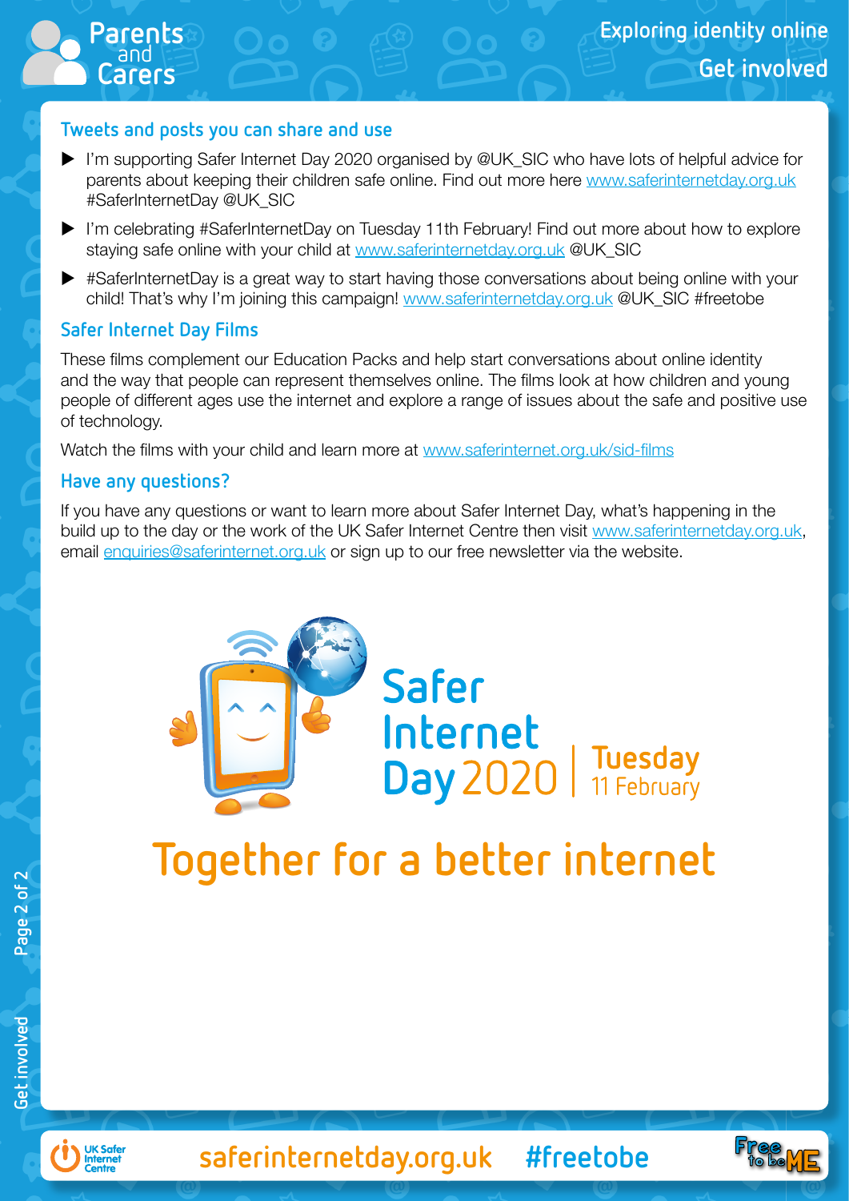## Tweets and posts you can share and use

- I'm supporting Safer Internet Day 2020 organised by @UK_SIC who have lots of helpful advice for parents about keeping their children safe online. Find out more here www.saferinternetday.org.uk #SaferInternetDay @UK_SIC
- I'm celebrating #SaferInternetDay on Tuesday 11th February! Find out more about how to explore staying safe online with your child at www.saferinternetday.org.uk @UK_SIC
- #SaferInternetDay is a great way to start having those conversations about being online with your child! That's why I'm joining this campaign! www.saferinternetday.org.uk @UK_SIC #freetobe

## Safer Internet Day Films

These films complement our Education Packs and help start conversations about online identity and the way that people can represent themselves online. The films look at how children and young people of different ages use the internet and explore a range of issues about the safe and positive use of technology.

Watch the films with your child and learn more at www.saferinternet.org.uk/sid-films

## Have any questions?

If you have any questions or want to learn more about Safer Internet Day, what's happening in the build up to the day or the work of the UK Safer Internet Centre then visit www.saferinternetday.org.uk, email enquiries@saferinternet.org.uk or sign up to our free newsletter via the website.

Safer Internet Day 2020 | Tuesday 11 February

# Together for a better internet

saferinternetday.org.uk #freetobe